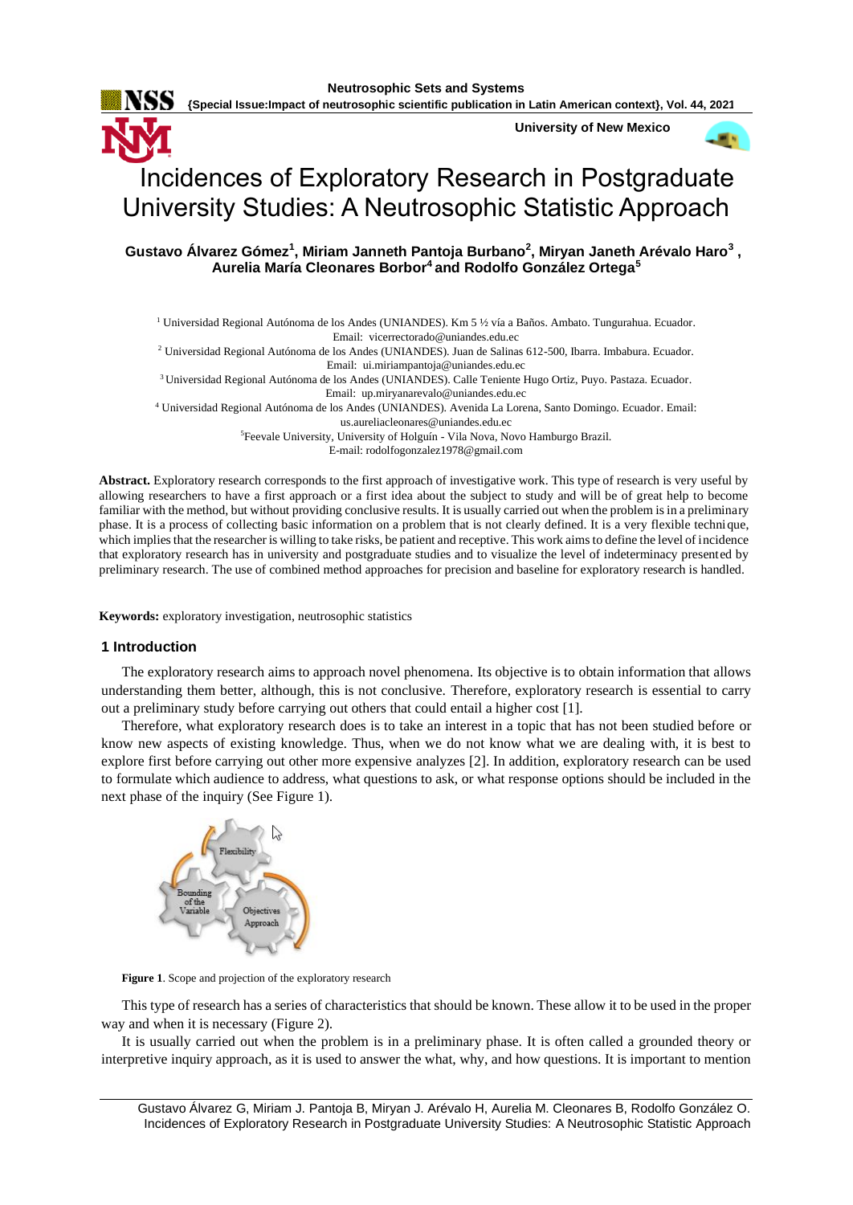# Incidences of Exploratory Research in Postgraduate University Studies: A Neutrosophic Statistic Approach

**Gustavo Álvarez Gómez[1], Miriam Janneth Pantoja Burbano[2], Miryan Janeth Arévalo Haro[3], Aurelia María Cleonares Borbor[4] and Rodolfo González Ortega[5]**

[1] Universidad Regional Autónoma de los Andes (UNIANDES). Km 5 ½ vía a Baños. Ambato. Tungurahua. Ecuador. Email: vicerrectorado@uniandes.edu.ec

[2] Universidad Regional Autónoma de los Andes (UNIANDES). Juan de Salinas 612-500, Ibarra. Imbabura. Ecuador. Email: ui.miriampantoja@uniandes.edu.ec

[3] Universidad Regional Autónoma de los Andes (UNIANDES). Calle Teniente Hugo Ortiz, Puyo. Pastaza. Ecuador. Email: up.miryanarevalo@uniandes.edu.ec

[4] Universidad Regional Autónoma de los Andes (UNIANDES). Avenida La Lorena, Santo Domingo. Ecuador. Email: us.aureliacleonares@uniandes.edu.ec

[5] Feevale University, University of Holguín - Vila Nova, Novo Hamburgo Brazil. E-mail: rodolfogonzalez1978@gmail.com

**Abstract.** Exploratory research corresponds to the first approach of investigative work. This type of research is very useful by allowing researchers to have a first approach or a first idea about the subject to study and will be of great help to become familiar with the method, but without providing conclusive results. It is usually carried out when the problem is in a preliminary phase. It is a process of collecting basic information on a problem that is not clearly defined. It is a very flexible technique, which implies that the researcher is willing to take risks, be patient and receptive. This work aims to define the level of incidence that exploratory research has in university and postgraduate studies and to visualize the level of indeterminacy presented by preliminary research. The use of combined method approaches for precision and baseline for exploratory research is handled.

**Keywords:** exploratory investigation, neutrosophic statistics

## 1 Introduction

The exploratory research aims to approach novel phenomena. Its objective is to obtain information that allows understanding them better, although, this is not conclusive. Therefore, exploratory research is essential to carry out a preliminary study before carrying out others that could entail a higher cost [1].

Therefore, what exploratory research does is to take an interest in a topic that has not been studied before or know new aspects of existing knowledge. Thus, when we do not know what we are dealing with, it is best to explore first before carrying out other more expensive analyzes [2]. In addition, exploratory research can be used to formulate which audience to address, what questions to ask, or what response options should be included in the next phase of the inquiry (See Figure 1).

**Figure 1**. Scope and projection of the exploratory research

This type of research has a series of characteristics that should be known. These allow it to be used in the proper way and when it is necessary (Figure 2).

It is usually carried out when the problem is in a preliminary phase. It is often called a grounded theory or interpretive inquiry approach, as it is used to answer the what, why, and how questions. It is important to mention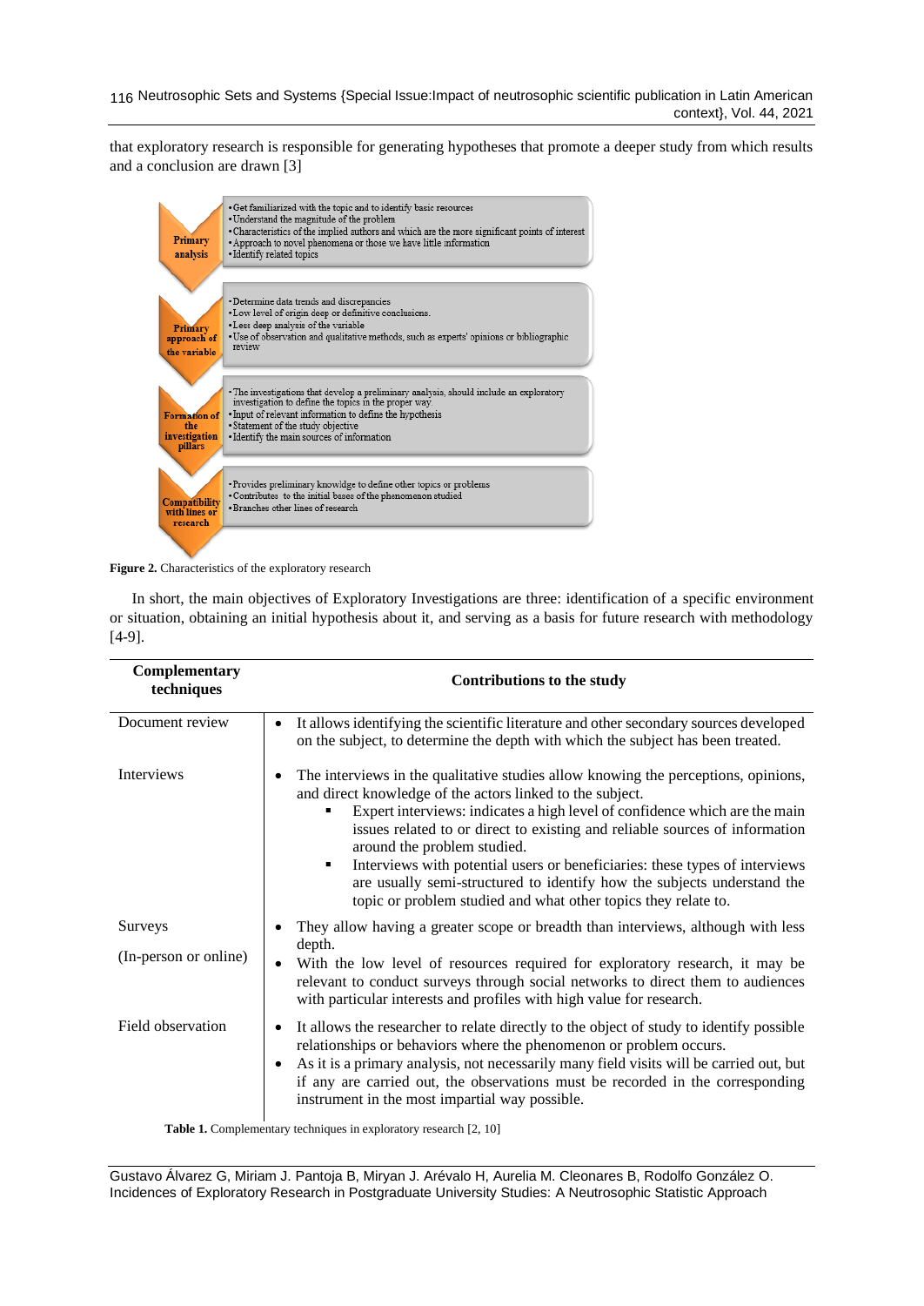that exploratory research is responsible for generating hypotheses that promote a deeper study from which results and a conclusion are drawn [3]

**Primary analysis**
- Get familiarized with the topic and to identify basic resources
- Understand the magnitude of the problem
- Characteristics of the implied authors and which are the more significant points of interest
- Approach to novel phenomena or those we have little information
- Identify related topics

**Primary approach of the variable**
- Determine data trends and discrepancies
- Low level of origin deep or definitive conclusions.
- Less deep analysis of the variable
- Use of observation and qualitative methods, such as experts' opinions or bibliographic review

**Formation of the investigation pillars**
- The investigations that develop a preliminary analysis, should include an exploratory investigation to define the topics in the proper way
- Input of relevant information to define the hypothesis
- Statement of the study objective
- Identify the main sources of information

**Compatibility with lines or research**
- Provides preliminary knowldge to define other topics or problems
- Contributes to the initial bases of the phenomenon studied
- Branches other lines of research

**Figure 2.** Characteristics of the exploratory research

In short, the main objectives of Exploratory Investigations are three: identification of a specific environment or situation, obtaining an initial hypothesis about it, and serving as a basis for future research with methodology [4-9].

| Complementary techniques | Contributions to the study |
|---|---|
| Document review | • It allows identifying the scientific literature and other secondary sources developed on the subject, to determine the depth with which the subject has been treated. |
| Interviews | • The interviews in the qualitative studies allow knowing the perceptions, opinions, and direct knowledge of the actors linked to the subject.<br>▪ Expert interviews: indicates a high level of confidence which are the main issues related to or direct to existing and reliable sources of information around the problem studied.<br>▪ Interviews with potential users or beneficiaries: these types of interviews are usually semi-structured to identify how the subjects understand the topic or problem studied and what other topics they relate to. |
| Surveys (In-person or online) | • They allow having a greater scope or breadth than interviews, although with less depth.<br>• With the low level of resources required for exploratory research, it may be relevant to conduct surveys through social networks to direct them to audiences with particular interests and profiles with high value for research. |
| Field observation | • It allows the researcher to relate directly to the object of study to identify possible relationships or behaviors where the phenomenon or problem occurs.<br>• As it is a primary analysis, not necessarily many field visits will be carried out, but if any are carried out, the observations must be recorded in the corresponding instrument in the most impartial way possible. |

**Table 1.** Complementary techniques in exploratory research [2, 10]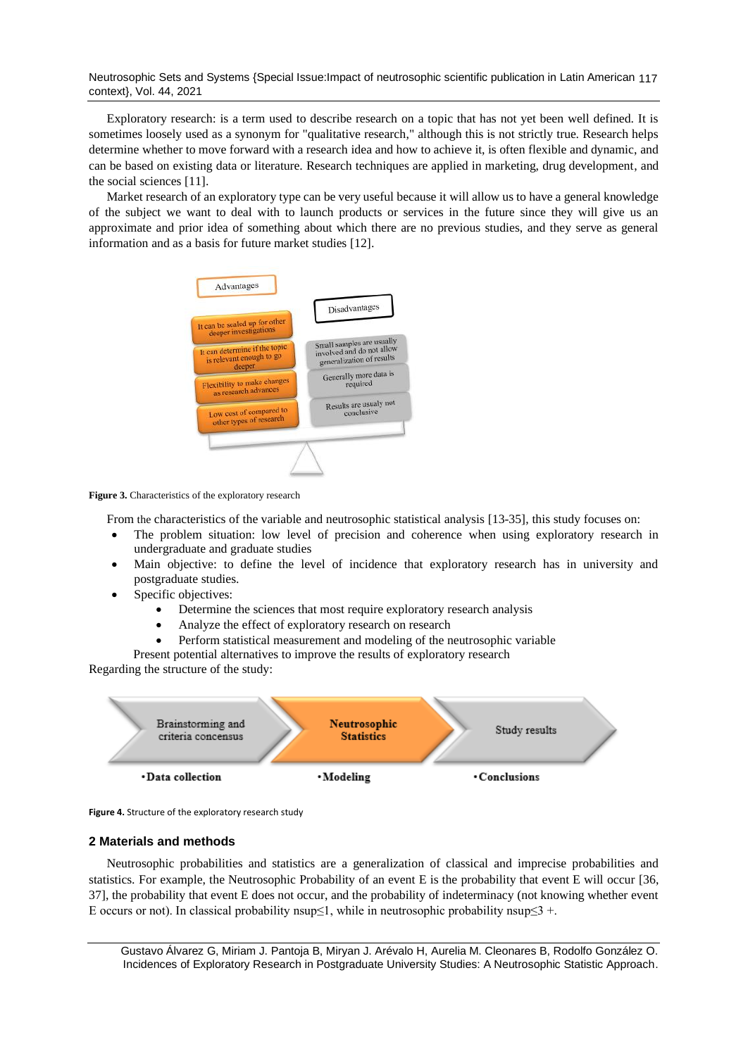Exploratory research: is a term used to describe research on a topic that has not yet been well defined. It is sometimes loosely used as a synonym for "qualitative research," although this is not strictly true. Research helps determine whether to move forward with a research idea and how to achieve it, is often flexible and dynamic, and can be based on existing data or literature. Research techniques are applied in marketing, drug development, and the social sciences [11].

Market research of an exploratory type can be very useful because it will allow us to have a general knowledge of the subject we want to deal with to launch products or services in the future since they will give us an approximate and prior idea of something about which there are no previous studies, and they serve as general information and as a basis for future market studies [12].

Advantages

- It can be scaled up for other deeper investigations
- It can determine if the topic is relevant enough to go deeper
- Flexibility to make changes as research advances
- Low cost of compared to other types of research

Disadvantages

- Small samples are usually involved and do not allow generalization of results
- Generally more data is required
- Results are usualy not conclusive

**Figure 3.** Characteristics of the exploratory research

From the characteristics of the variable and neutrosophic statistical analysis [13-35], this study focuses on:

- The problem situation: low level of precision and coherence when using exploratory research in undergraduate and graduate studies
- Main objective: to define the level of incidence that exploratory research has in university and postgraduate studies.
- Specific objectives:
  - Determine the sciences that most require exploratory research analysis
  - Analyze the effect of exploratory research on research
  - Perform statistical measurement and modeling of the neutrosophic variable

Present potential alternatives to improve the results of exploratory research

Regarding the structure of the study:

| Brainstorming and criteria concensus | Neutrosophic Statistics | Study results |
|---|---|---|
| •Data collection | •Modeling | •Conclusions |

**Figure 4.** Structure of the exploratory research study

## 2 Materials and methods

Neutrosophic probabilities and statistics are a generalization of classical and imprecise probabilities and statistics. For example, the Neutrosophic Probability of an event E is the probability that event E will occur [36, 37], the probability that event E does not occur, and the probability of indeterminacy (not knowing whether event E occurs or not). In classical probability nsup≤1, while in neutrosophic probability nsup≤3 +.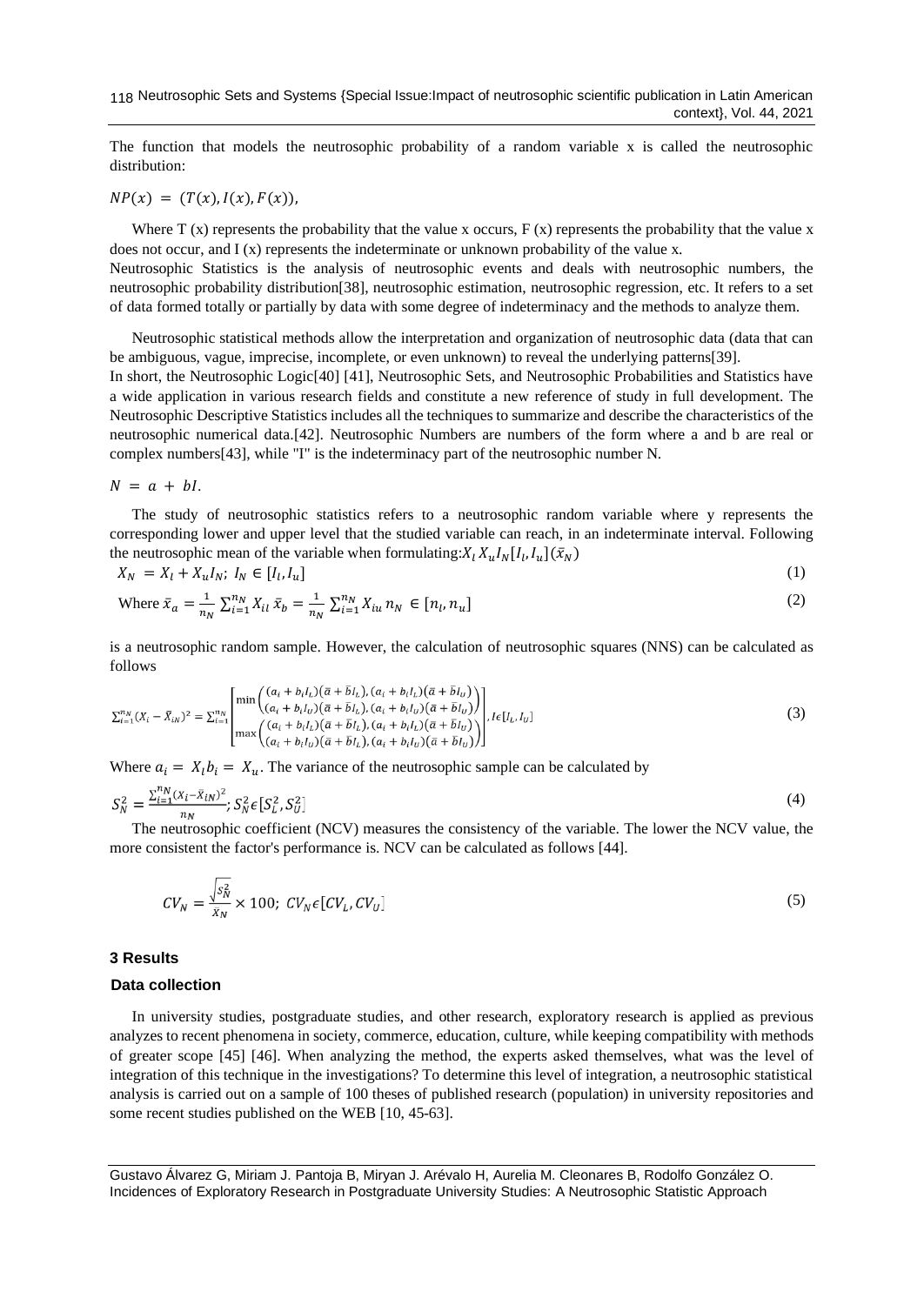The function that models the neutrosophic probability of a random variable x is called the neutrosophic distribution:

$NP(x) = (T(x), I(x), F(x)),$

Where T (x) represents the probability that the value x occurs, F (x) represents the probability that the value x does not occur, and I (x) represents the indeterminate or unknown probability of the value x.
Neutrosophic Statistics is the analysis of neutrosophic events and deals with neutrosophic numbers, the neutrosophic probability distribution[38], neutrosophic estimation, neutrosophic regression, etc. It refers to a set of data formed totally or partially by data with some degree of indeterminacy and the methods to analyze them.

Neutrosophic statistical methods allow the interpretation and organization of neutrosophic data (data that can be ambiguous, vague, imprecise, incomplete, or even unknown) to reveal the underlying patterns[39].
In short, the Neutrosophic Logic[40] [41], Neutrosophic Sets, and Neutrosophic Probabilities and Statistics have a wide application in various research fields and constitute a new reference of study in full development. The Neutrosophic Descriptive Statistics includes all the techniques to summarize and describe the characteristics of the neutrosophic numerical data.[42]. Neutrosophic Numbers are numbers of the form where a and b are real or complex numbers[43], while "I" is the indeterminacy part of the neutrosophic number N.

$N = a + bI.$

The study of neutrosophic statistics refers to a neutrosophic random variable where y represents the corresponding lower and upper level that the studied variable can reach, in an indeterminate interval. Following the neutrosophic mean of the variable when formulating: $X_l \, X_u I_N [I_l, I_u](\bar{x}_N)$

$$X_N = X_l + X_u I_N;\ I_N \in [I_l, I_u] \tag{1}$$

$$\text{Where } \bar{x}_a = \frac{1}{n_N}\sum_{i=1}^{n_N} X_{il}\ \bar{x}_b = \frac{1}{n_N}\sum_{i=1}^{n_N} X_{iu}\ n_N \in [n_l, n_u] \tag{2}$$

is a neutrosophic random sample. However, the calculation of neutrosophic squares (NNS) can be calculated as follows

$$\sum_{i=1}^{n_N}(X_i - \bar{X}_{iN})^2 = \sum_{i=1}^{n_N}\begin{bmatrix} \min\begin{pmatrix} (a_i + b_i I_L)(\bar{a} + \bar{b} I_L), (a_i + b_i I_L)(\bar{a} + \bar{b} I_U) \\ (a_i + b_i I_U)(\bar{a} + \bar{b} I_L), (a_i + b_i I_U)(\bar{a} + \bar{b} I_U) \end{pmatrix} \\ \max\begin{pmatrix} (a_i + b_i I_L)(\bar{a} + \bar{b} I_L), (a_i + b_i I_L)(\bar{a} + \bar{b} I_U) \\ (a_i + b_i I_U)(\bar{a} + \bar{b} I_L), (a_i + b_i I_U)(\bar{a} + \bar{b} I_U) \end{pmatrix} \end{bmatrix}, I \epsilon [I_L, I_U] \tag{3}$$

Where $a_i = X_l b_i = X_u$. The variance of the neutrosophic sample can be calculated by

$$S_N^2 = \frac{\sum_{i=1}^{n_N}(X_i - \bar{X}_{iN})^2}{n_N};\ S_N^2 \epsilon [S_L^2, S_U^2] \tag{4}$$

The neutrosophic coefficient (NCV) measures the consistency of the variable. The lower the NCV value, the more consistent the factor's performance is. NCV can be calculated as follows [44].

$$CV_N = \frac{\sqrt{S_N^2}}{\bar{X}_N} \times 100;\ CV_N \epsilon [CV_L, CV_U] \tag{5}$$

### 3 Results

#### Data collection

In university studies, postgraduate studies, and other research, exploratory research is applied as previous analyzes to recent phenomena in society, commerce, education, culture, while keeping compatibility with methods of greater scope [45] [46]. When analyzing the method, the experts asked themselves, what was the level of integration of this technique in the investigations? To determine this level of integration, a neutrosophic statistical analysis is carried out on a sample of 100 theses of published research (population) in university repositories and some recent studies published on the WEB [10, 45-63].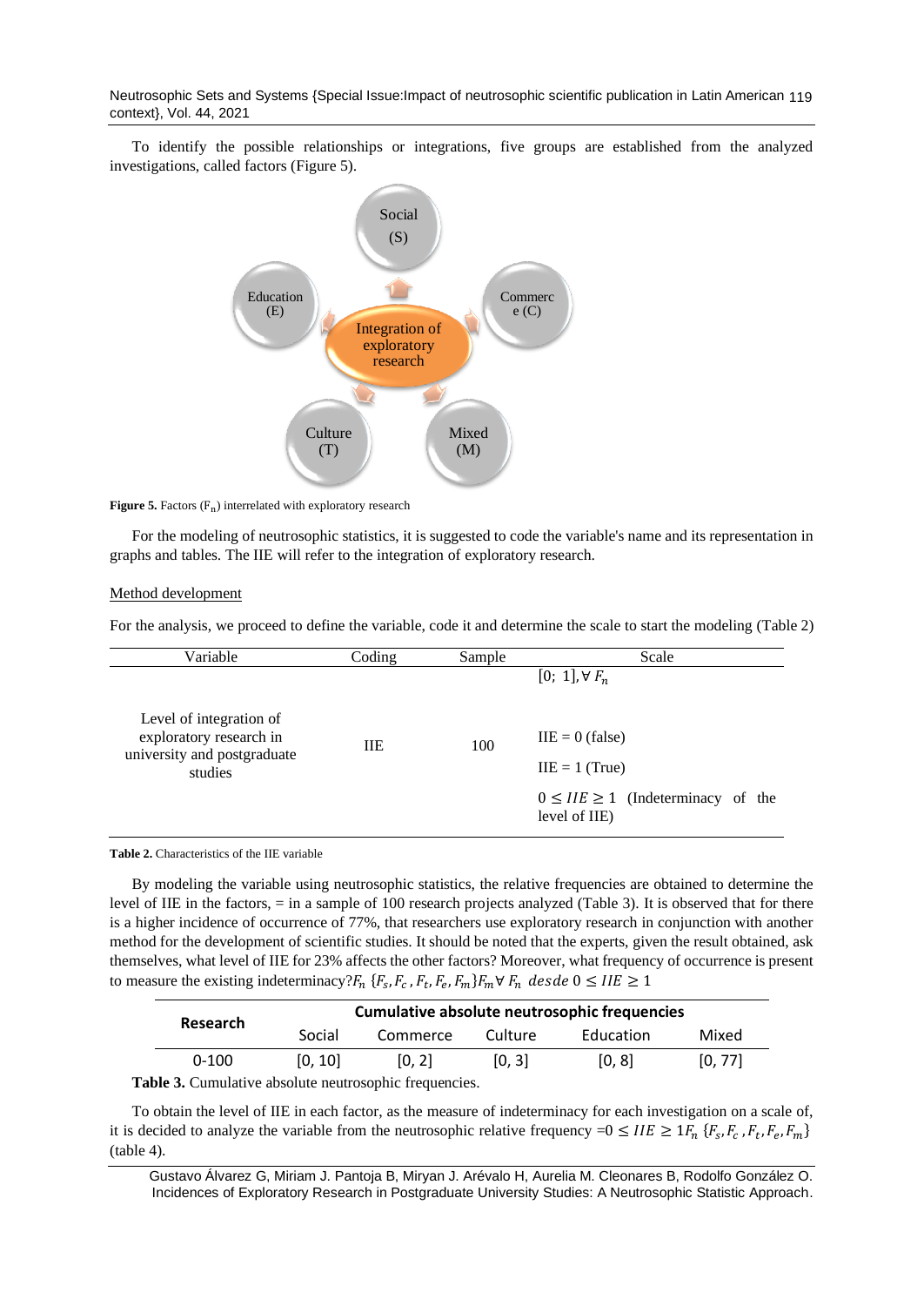To identify the possible relationships or integrations, five groups are established from the analyzed investigations, called factors (Figure 5).

Social (S)

Education (E)

Commerc e (C)

Integration of exploratory research

Culture (T)

Mixed (M)

**Figure 5.** Factors ($F_n$) interrelated with exploratory research

For the modeling of neutrosophic statistics, it is suggested to code the variable's name and its representation in graphs and tables. The IIE will refer to the integration of exploratory research.

Method development

For the analysis, we proceed to define the variable, code it and determine the scale to start the modeling (Table 2)

| Variable | Coding | Sample | Scale |
|---|---|---|---|
| Level of integration of exploratory research in university and postgraduate studies | IIE | 100 | $[0;\ 1], \forall\ F_n$<br><br>IIE = 0 (false)<br><br>IIE = 1 (True)<br><br>$0 \leq IIE \geq 1$ (Indeterminacy of the level of IIE) |

**Table 2.** Characteristics of the IIE variable

By modeling the variable using neutrosophic statistics, the relative frequencies are obtained to determine the level of IIE in the factors, = in a sample of 100 research projects analyzed (Table 3). It is observed that for there is a higher incidence of occurrence of 77%, that researchers use exploratory research in conjunction with another method for the development of scientific studies. It should be noted that the experts, given the result obtained, ask themselves, what level of IIE for 23% affects the other factors? Moreover, what frequency of occurrence is present to measure the existing indeterminacy?$F_n$ $\{F_s, F_c\ , F_t, F_e, F_m\} F_m \forall\ F_n$ $desde$ $0 \leq IIE \geq 1$

| Research | Cumulative absolute neutrosophic frequencies | | | | |
|---|---|---|---|---|---|
| | Social | Commerce | Culture | Education | Mixed |
| 0-100 | [0, 10] | [0, 2] | [0, 3] | [0, 8] | [0, 77] |

**Table 3.** Cumulative absolute neutrosophic frequencies.

To obtain the level of IIE in each factor, as the measure of indeterminacy for each investigation on a scale of, it is decided to analyze the variable from the neutrosophic relative frequency $=0 \leq IIE \geq 1 F_n$ $\{F_s, F_c\ , F_t, F_e, F_m\}$ (table 4).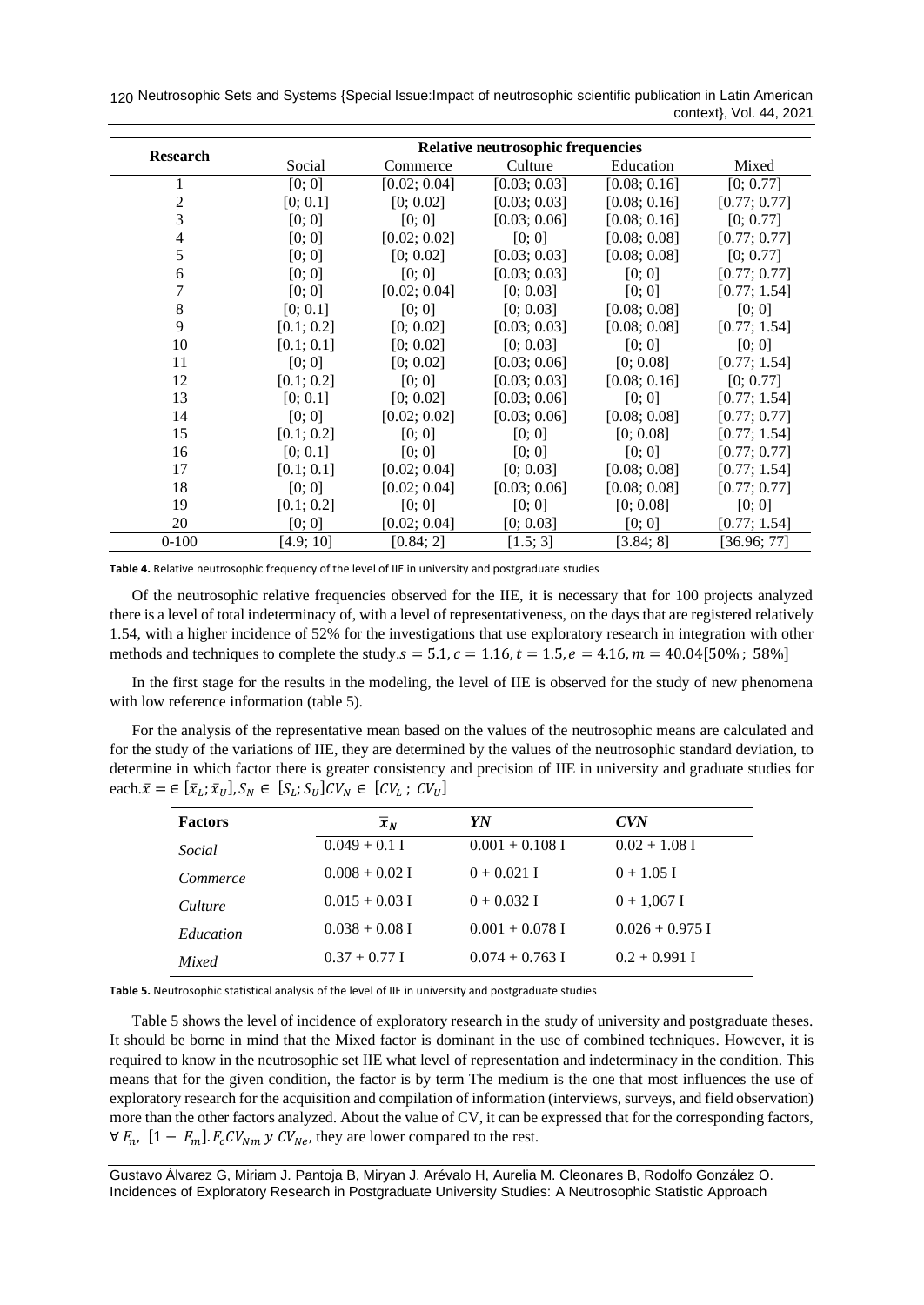| Research | Relative neutrosophic frequencies | | | | |
|---|---|---|---|---|---|
| | Social | Commerce | Culture | Education | Mixed |
| 1 | [0; 0] | [0.02; 0.04] | [0.03; 0.03] | [0.08; 0.16] | [0; 0.77] |
| 2 | [0; 0.1] | [0; 0.02] | [0.03; 0.03] | [0.08; 0.16] | [0.77; 0.77] |
| 3 | [0; 0] | [0; 0] | [0.03; 0.06] | [0.08; 0.16] | [0; 0.77] |
| 4 | [0; 0] | [0.02; 0.02] | [0; 0] | [0.08; 0.08] | [0.77; 0.77] |
| 5 | [0; 0] | [0; 0.02] | [0.03; 0.03] | [0.08; 0.08] | [0; 0.77] |
| 6 | [0; 0] | [0; 0] | [0.03; 0.03] | [0; 0] | [0.77; 0.77] |
| 7 | [0; 0] | [0.02; 0.04] | [0; 0.03] | [0; 0] | [0.77; 1.54] |
| 8 | [0; 0.1] | [0; 0] | [0; 0.03] | [0.08; 0.08] | [0; 0] |
| 9 | [0.1; 0.2] | [0; 0.02] | [0.03; 0.03] | [0.08; 0.08] | [0.77; 1.54] |
| 10 | [0.1; 0.1] | [0; 0.02] | [0; 0.03] | [0; 0] | [0; 0] |
| 11 | [0; 0] | [0; 0.02] | [0.03; 0.06] | [0; 0.08] | [0.77; 1.54] |
| 12 | [0.1; 0.2] | [0; 0] | [0.03; 0.03] | [0.08; 0.16] | [0; 0.77] |
| 13 | [0; 0.1] | [0; 0.02] | [0.03; 0.06] | [0; 0] | [0.77; 1.54] |
| 14 | [0; 0] | [0.02; 0.02] | [0.03; 0.06] | [0.08; 0.08] | [0.77; 0.77] |
| 15 | [0.1; 0.2] | [0; 0] | [0; 0] | [0; 0.08] | [0.77; 1.54] |
| 16 | [0; 0.1] | [0; 0] | [0; 0] | [0; 0] | [0.77; 0.77] |
| 17 | [0.1; 0.1] | [0.02; 0.04] | [0; 0.03] | [0.08; 0.08] | [0.77; 1.54] |
| 18 | [0; 0] | [0.02; 0.04] | [0.03; 0.06] | [0.08; 0.08] | [0.77; 0.77] |
| 19 | [0.1; 0.2] | [0; 0] | [0; 0] | [0; 0.08] | [0; 0] |
| 20 | [0; 0] | [0.02; 0.04] | [0; 0.03] | [0; 0] | [0.77; 1.54] |
| 0-100 | [4.9; 10] | [0.84; 2] | [1.5; 3] | [3.84; 8] | [36.96; 77] |

**Table 4.** Relative neutrosophic frequency of the level of IIE in university and postgraduate studies

Of the neutrosophic relative frequencies observed for the IIE, it is necessary that for 100 projects analyzed there is a level of total indeterminacy of, with a level of representativeness, on the days that are registered relatively 1.54, with a higher incidence of 52% for the investigations that use exploratory research in integration with other methods and techniques to complete the study.$s = 5.1, c = 1.16, t = 1.5, e = 4.16, m = 40.04[50\%;\ 58\%]$

In the first stage for the results in the modeling, the level of IIE is observed for the study of new phenomena with low reference information (table 5).

For the analysis of the representative mean based on the values of the neutrosophic means are calculated and for the study of the variations of IIE, they are determined by the values of the neutrosophic standard deviation, to determine in which factor there is greater consistency and precision of IIE in university and graduate studies for each.$\bar{x} = \in [\bar{x}_L; \bar{x}_U], S_N \in [S_L; S_U] CV_N \in [CV_L;\ CV_U]$

| Factors | $\bar{x}_N$ | *YN* | *CVN* |
|---|---|---|---|
| *Social* | 0.049 + 0.1 I | 0.001 + 0.108 I | 0.02 + 1.08 I |
| *Commerce* | 0.008 + 0.02 I | 0 + 0.021 I | 0 + 1.05 I |
| *Culture* | 0.015 + 0.03 I | 0 + 0.032 I | 0 + 1,067 I |
| *Education* | 0.038 + 0.08 I | 0.001 + 0.078 I | 0.026 + 0.975 I |
| *Mixed* | 0.37 + 0.77 I | 0.074 + 0.763 I | 0.2 + 0.991 I |

**Table 5.** Neutrosophic statistical analysis of the level of IIE in university and postgraduate studies

Table 5 shows the level of incidence of exploratory research in the study of university and postgraduate theses. It should be borne in mind that the Mixed factor is dominant in the use of combined techniques. However, it is required to know in the neutrosophic set IIE what level of representation and indeterminacy in the condition. This means that for the given condition, the factor is by term The medium is the one that most influences the use of exploratory research for the acquisition and compilation of information (interviews, surveys, and field observation) more than the other factors analyzed. About the value of CV, it can be expressed that for the corresponding factors, $\forall F_n,\ [1 - F_m]. F_c CV_{Nm}\ y\ CV_{Ne}$, they are lower compared to the rest.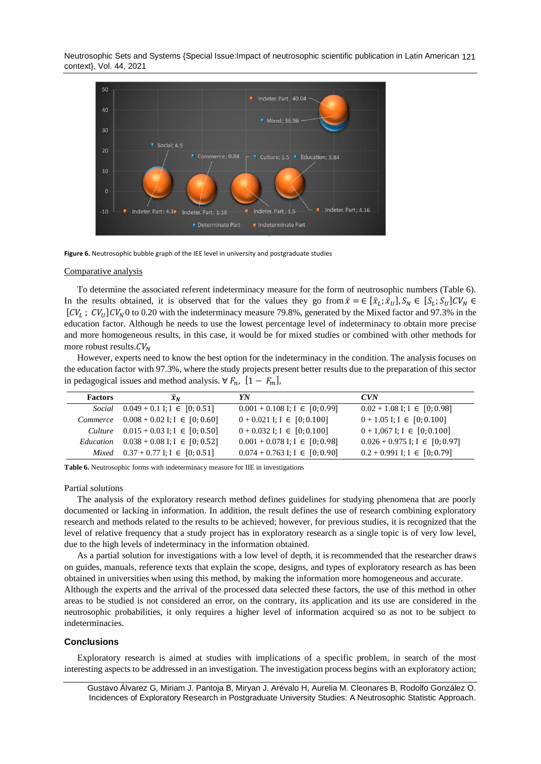**Figure 6.** Neutrosophic bubble graph of the IEE level in university and postgraduate studies

Comparative analysis

To determine the associated referent indeterminacy measure for the form of neutrosophic numbers (Table 6). In the results obtained, it is observed that for the values they go from $\bar{x} = \in [\bar{x}_L; \bar{x}_U], S_N \in [S_L; S_U] CV_N \in [CV_L\ ;\ CV_U] CV_N$ 0 to 0.20 with the indeterminacy measure 79.8%, generated by the Mixed factor and 97.3% in the education factor. Although he needs to use the lowest percentage level of indeterminacy to obtain more precise and more homogeneous results, in this case, it would be for mixed studies or combined with other methods for more robust results.$CV_N$

However, experts need to know the best option for the indeterminacy in the condition. The analysis focuses on the education factor with 97.3%, where the study projects present better results due to the preparation of this sector in pedagogical issues and method analysis. $\forall\, F_n,\ [1 - F_m],$

| Factors | $\bar{x}_N$ | *YN* | *CVN* |
|---|---|---|---|
| *Social* | 0.049 + 0.1 I; I $\in$ [0; 0.51] | 0.001 + 0.108 I; I $\in$ [0; 0.99] | 0.02 + 1.08 I; I $\in$ [0; 0.98] |
| *Commerce* | 0.008 + 0.02 I; I $\in$ [0; 0.60] | 0 + 0.021 I; I $\in$ [0; 0.100] | 0 + 1.05 I; I $\in$ [0; 0.100] |
| *Culture* | 0.015 + 0.03 I; I $\in$ [0; 0.50] | 0 + 0.032 I; I $\in$ [0; 0.100] | 0 + 1,067 I; I $\in$ [0; 0.100] |
| *Education* | 0.038 + 0.08 I; I $\in$ [0; 0.52] | 0.001 + 0.078 I; I $\in$ [0; 0.98] | 0.026 + 0.975 I; I $\in$ [0; 0.97] |
| *Mixed* | 0.37 + 0.77 I; I $\in$ [0; 0.51] | 0.074 + 0.763 I; I $\in$ [0; 0.90] | 0.2 + 0.991 I; I $\in$ [0; 0.79] |

**Table 6.** Neutrosophic forms with indeterminacy measure for IIE in investigations

Partial solutions

The analysis of the exploratory research method defines guidelines for studying phenomena that are poorly documented or lacking in information. In addition, the result defines the use of research combining exploratory research and methods related to the results to be achieved; however, for previous studies, it is recognized that the level of relative frequency that a study project has in exploratory research as a single topic is of very low level, due to the high levels of indeterminacy in the information obtained.

As a partial solution for investigations with a low level of depth, it is recommended that the researcher draws on guides, manuals, reference texts that explain the scope, designs, and types of exploratory research as has been obtained in universities when using this method, by making the information more homogeneous and accurate.
Although the experts and the arrival of the processed data selected these factors, the use of this method in other areas to be studied is not considered an error, on the contrary, its application and its use are considered in the neutrosophic probabilities, it only requires a higher level of information acquired so as not to be subject to indeterminacies.

## Conclusions

Exploratory research is aimed at studies with implications of a specific problem, in search of the most interesting aspects to be addressed in an investigation. The investigation process begins with an exploratory action;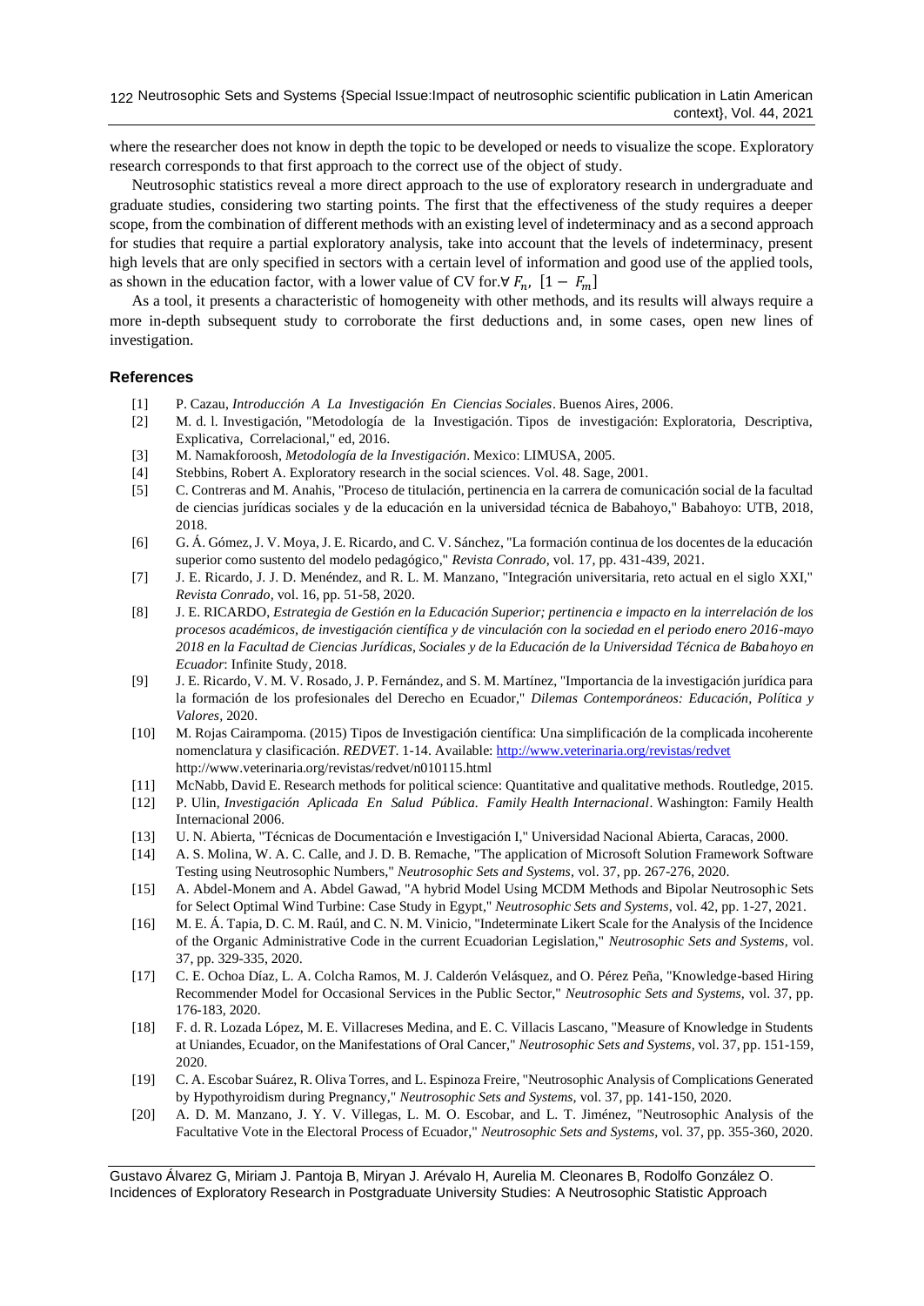where the researcher does not know in depth the topic to be developed or needs to visualize the scope. Exploratory research corresponds to that first approach to the correct use of the object of study.

Neutrosophic statistics reveal a more direct approach to the use of exploratory research in undergraduate and graduate studies, considering two starting points. The first that the effectiveness of the study requires a deeper scope, from the combination of different methods with an existing level of indeterminacy and as a second approach for studies that require a partial exploratory analysis, take into account that the levels of indeterminacy, present high levels that are only specified in sectors with a certain level of information and good use of the applied tools, as shown in the education factor, with a lower value of CV for.$\forall F_n, \; [1 - F_m]$

As a tool, it presents a characteristic of homogeneity with other methods, and its results will always require a more in-depth subsequent study to corroborate the first deductions and, in some cases, open new lines of investigation.

## References

[1] P. Cazau, *Introducción A La Investigación En Ciencias Sociales*. Buenos Aires, 2006.

[2] M. d. l. Investigación, "Metodología de la Investigación. Tipos de investigación: Exploratoria, Descriptiva, Explicativa, Correlacional," ed, 2016.

[3] M. Namakforoosh, *Metodología de la Investigación*. Mexico: LIMUSA, 2005.

[4] Stebbins, Robert A. Exploratory research in the social sciences. Vol. 48. Sage, 2001.

[5] C. Contreras and M. Anahis, "Proceso de titulación, pertinencia en la carrera de comunicación social de la facultad de ciencias jurídicas sociales y de la educación en la universidad técnica de Babahoyo," Babahoyo: UTB, 2018, 2018.

[6] G. Á. Gómez, J. V. Moya, J. E. Ricardo, and C. V. Sánchez, "La formación continua de los docentes de la educación superior como sustento del modelo pedagógico," *Revista Conrado,* vol. 17, pp. 431-439, 2021.

[7] J. E. Ricardo, J. J. D. Menéndez, and R. L. M. Manzano, "Integración universitaria, reto actual en el siglo XXI," *Revista Conrado,* vol. 16, pp. 51-58, 2020.

[8] J. E. RICARDO, *Estrategia de Gestión en la Educación Superior; pertinencia e impacto en la interrelación de los procesos académicos, de investigación científica y de vinculación con la sociedad en el periodo enero 2016-mayo 2018 en la Facultad de Ciencias Jurídicas, Sociales y de la Educación de la Universidad Técnica de Babahoyo en Ecuador*: Infinite Study, 2018.

[9] J. E. Ricardo, V. M. V. Rosado, J. P. Fernández, and S. M. Martínez, "Importancia de la investigación jurídica para la formación de los profesionales del Derecho en Ecuador," *Dilemas Contemporáneos: Educación, Política y Valores,* 2020.

[10] M. Rojas Cairampoma. (2015) Tipos de Investigación científica: Una simplificación de la complicada incoherente nomenclatura y clasificación. *REDVET*. 1-14. Available: http://www.veterinaria.org/revistas/redvet http://www.veterinaria.org/revistas/redvet/n010115.html

[11] McNabb, David E. Research methods for political science: Quantitative and qualitative methods. Routledge, 2015.

[12] P. Ulin, *Investigación Aplicada En Salud Pública. Family Health Internacional*. Washington: Family Health Internacional 2006.

[13] U. N. Abierta, "Técnicas de Documentación e Investigación I," Universidad Nacional Abierta, Caracas, 2000.

[14] A. S. Molina, W. A. C. Calle, and J. D. B. Remache, "The application of Microsoft Solution Framework Software Testing using Neutrosophic Numbers," *Neutrosophic Sets and Systems,* vol. 37, pp. 267-276, 2020.

[15] A. Abdel-Monem and A. Abdel Gawad, "A hybrid Model Using MCDM Methods and Bipolar Neutrosophic Sets for Select Optimal Wind Turbine: Case Study in Egypt," *Neutrosophic Sets and Systems,* vol. 42, pp. 1-27, 2021.

[16] M. E. Á. Tapia, D. C. M. Raúl, and C. N. M. Vinicio, "Indeterminate Likert Scale for the Analysis of the Incidence of the Organic Administrative Code in the current Ecuadorian Legislation," *Neutrosophic Sets and Systems,* vol. 37, pp. 329-335, 2020.

[17] C. E. Ochoa Díaz, L. A. Colcha Ramos, M. J. Calderón Velásquez, and O. Pérez Peña, "Knowledge-based Hiring Recommender Model for Occasional Services in the Public Sector," *Neutrosophic Sets and Systems,* vol. 37, pp. 176-183, 2020.

[18] F. d. R. Lozada López, M. E. Villacreses Medina, and E. C. Villacis Lascano, "Measure of Knowledge in Students at Uniandes, Ecuador, on the Manifestations of Oral Cancer," *Neutrosophic Sets and Systems,* vol. 37, pp. 151-159, 2020.

[19] C. A. Escobar Suárez, R. Oliva Torres, and L. Espinoza Freire, "Neutrosophic Analysis of Complications Generated by Hypothyroidism during Pregnancy," *Neutrosophic Sets and Systems,* vol. 37, pp. 141-150, 2020.

[20] A. D. M. Manzano, J. Y. V. Villegas, L. M. O. Escobar, and L. T. Jiménez, "Neutrosophic Analysis of the Facultative Vote in the Electoral Process of Ecuador," *Neutrosophic Sets and Systems,* vol. 37, pp. 355-360, 2020.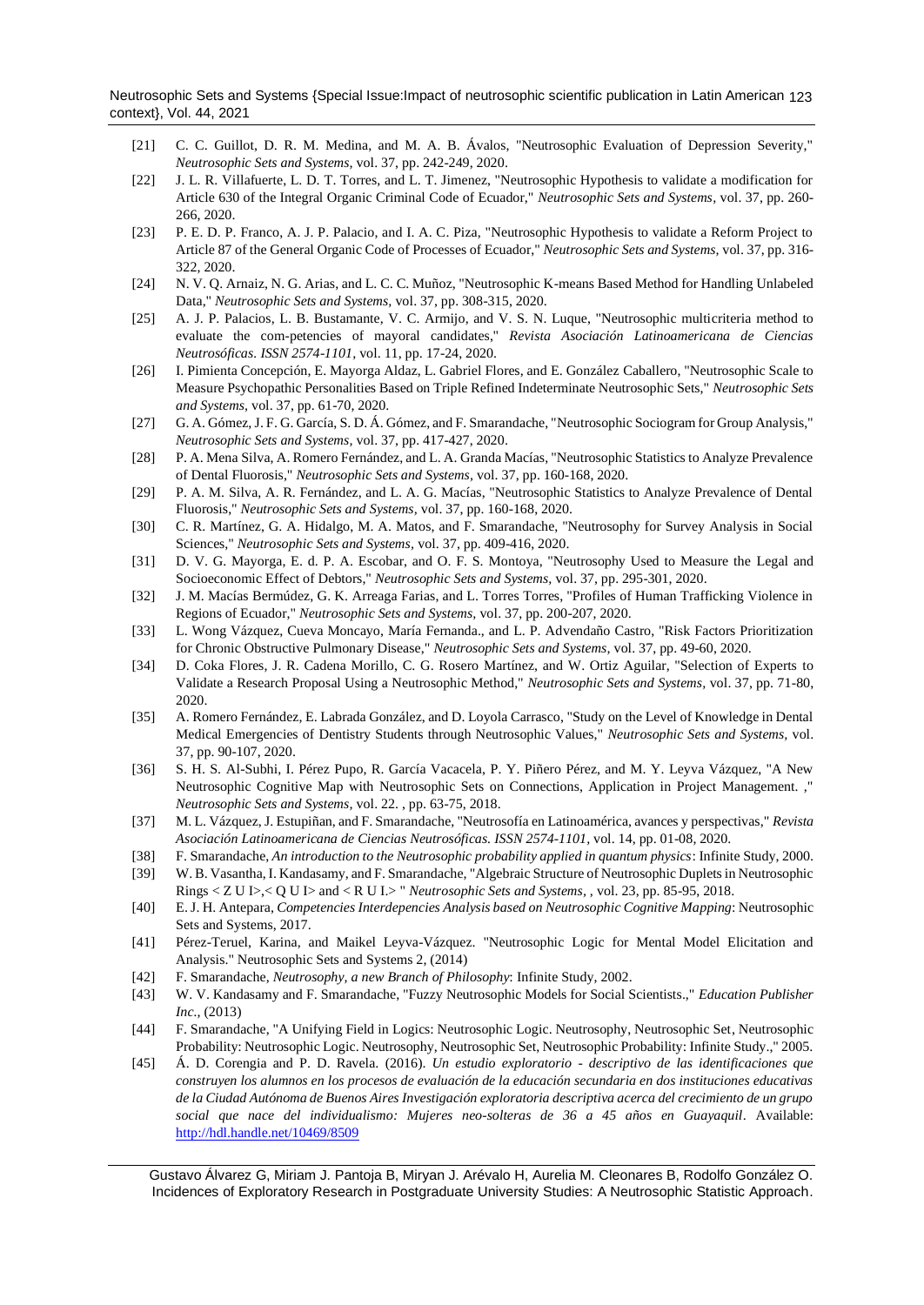[21] C. C. Guillot, D. R. M. Medina, and M. A. B. Ávalos, "Neutrosophic Evaluation of Depression Severity," *Neutrosophic Sets and Systems*, vol. 37, pp. 242-249, 2020.

[22] J. L. R. Villafuerte, L. D. T. Torres, and L. T. Jimenez, "Neutrosophic Hypothesis to validate a modification for Article 630 of the Integral Organic Criminal Code of Ecuador," *Neutrosophic Sets and Systems*, vol. 37, pp. 260-266, 2020.

[23] P. E. D. P. Franco, A. J. P. Palacio, and I. A. C. Piza, "Neutrosophic Hypothesis to validate a Reform Project to Article 87 of the General Organic Code of Processes of Ecuador," *Neutrosophic Sets and Systems*, vol. 37, pp. 316-322, 2020.

[24] N. V. Q. Arnaiz, N. G. Arias, and L. C. C. Muñoz, "Neutrosophic K-means Based Method for Handling Unlabeled Data," *Neutrosophic Sets and Systems*, vol. 37, pp. 308-315, 2020.

[25] A. J. P. Palacios, L. B. Bustamante, V. C. Armijo, and V. S. N. Luque, "Neutrosophic multicriteria method to evaluate the com-petencies of mayoral candidates," *Revista Asociación Latinoamericana de Ciencias Neutrosóficas. ISSN 2574-1101*, vol. 11, pp. 17-24, 2020.

[26] I. Pimienta Concepción, E. Mayorga Aldaz, L. Gabriel Flores, and E. González Caballero, "Neutrosophic Scale to Measure Psychopathic Personalities Based on Triple Refined Indeterminate Neutrosophic Sets," *Neutrosophic Sets and Systems*, vol. 37, pp. 61-70, 2020.

[27] G. A. Gómez, J. F. G. García, S. D. Á. Gómez, and F. Smarandache, "Neutrosophic Sociogram for Group Analysis," *Neutrosophic Sets and Systems*, vol. 37, pp. 417-427, 2020.

[28] P. A. Mena Silva, A. Romero Fernández, and L. A. Granda Macías, "Neutrosophic Statistics to Analyze Prevalence of Dental Fluorosis," *Neutrosophic Sets and Systems*, vol. 37, pp. 160-168, 2020.

[29] P. A. M. Silva, A. R. Fernández, and L. A. G. Macías, "Neutrosophic Statistics to Analyze Prevalence of Dental Fluorosis," *Neutrosophic Sets and Systems*, vol. 37, pp. 160-168, 2020.

[30] C. R. Martínez, G. A. Hidalgo, M. A. Matos, and F. Smarandache, "Neutrosophy for Survey Analysis in Social Sciences," *Neutrosophic Sets and Systems*, vol. 37, pp. 409-416, 2020.

[31] D. V. G. Mayorga, E. d. P. A. Escobar, and O. F. S. Montoya, "Neutrosophy Used to Measure the Legal and Socioeconomic Effect of Debtors," *Neutrosophic Sets and Systems*, vol. 37, pp. 295-301, 2020.

[32] J. M. Macías Bermúdez, G. K. Arreaga Farias, and L. Torres Torres, "Profiles of Human Trafficking Violence in Regions of Ecuador," *Neutrosophic Sets and Systems*, vol. 37, pp. 200-207, 2020.

[33] L. Wong Vázquez, Cueva Moncayo, María Fernanda., and L. P. Advendaño Castro, "Risk Factors Prioritization for Chronic Obstructive Pulmonary Disease," *Neutrosophic Sets and Systems*, vol. 37, pp. 49-60, 2020.

[34] D. Coka Flores, J. R. Cadena Morillo, C. G. Rosero Martínez, and W. Ortiz Aguilar, "Selection of Experts to Validate a Research Proposal Using a Neutrosophic Method," *Neutrosophic Sets and Systems*, vol. 37, pp. 71-80, 2020.

[35] A. Romero Fernández, E. Labrada González, and D. Loyola Carrasco, "Study on the Level of Knowledge in Dental Medical Emergencies of Dentistry Students through Neutrosophic Values," *Neutrosophic Sets and Systems*, vol. 37, pp. 90-107, 2020.

[36] S. H. S. Al-Subhi, I. Pérez Pupo, R. García Vacacela, P. Y. Piñero Pérez, and M. Y. Leyva Vázquez, "A New Neutrosophic Cognitive Map with Neutrosophic Sets on Connections, Application in Project Management. ," *Neutrosophic Sets and Systems*, vol. 22. , pp. 63-75, 2018.

[37] M. L. Vázquez, J. Estupiñan, and F. Smarandache, "Neutrosofía en Latinoamérica, avances y perspectivas," *Revista Asociación Latinoamericana de Ciencias Neutrosóficas. ISSN 2574-1101*, vol. 14, pp. 01-08, 2020.

[38] F. Smarandache, *An introduction to the Neutrosophic probability applied in quantum physics*: Infinite Study, 2000.

[39] W. B. Vasantha, I. Kandasamy, and F. Smarandache, "Algebraic Structure of Neutrosophic Duplets in Neutrosophic Rings < Z U I>,< Q U I> and < R U I.> " *Neutrosophic Sets and Systems*, , vol. 23, pp. 85-95, 2018.

[40] E. J. H. Antepara, *Competencies Interdepencies Analysis based on Neutrosophic Cognitive Mapping*: Neutrosophic Sets and Systems, 2017.

[41] Pérez-Teruel, Karina, and Maikel Leyva-Vázquez. "Neutrosophic Logic for Mental Model Elicitation and Analysis." Neutrosophic Sets and Systems 2, (2014)

[42] F. Smarandache, *Neutrosophy, a new Branch of Philosophy*: Infinite Study, 2002.

[43] W. V. Kandasamy and F. Smarandache, "Fuzzy Neutrosophic Models for Social Scientists.," *Education Publisher Inc.*, (2013)

[44] F. Smarandache, "A Unifying Field in Logics: Neutrosophic Logic. Neutrosophy, Neutrosophic Set, Neutrosophic Probability: Neutrosophic Logic. Neutrosophy, Neutrosophic Set, Neutrosophic Probability: Infinite Study.," 2005.

[45] Á. D. Corengia and P. D. Ravela. (2016). *Un estudio exploratorio - descriptivo de las identificaciones que construyen los alumnos en los procesos de evaluación de la educación secundaria en dos instituciones educativas de la Ciudad Autónoma de Buenos Aires Investigación exploratoria descriptiva acerca del crecimiento de un grupo social que nace del individualismo: Mujeres neo-solteras de 36 a 45 años en Guayaquil*. Available: http://hdl.handle.net/10469/8509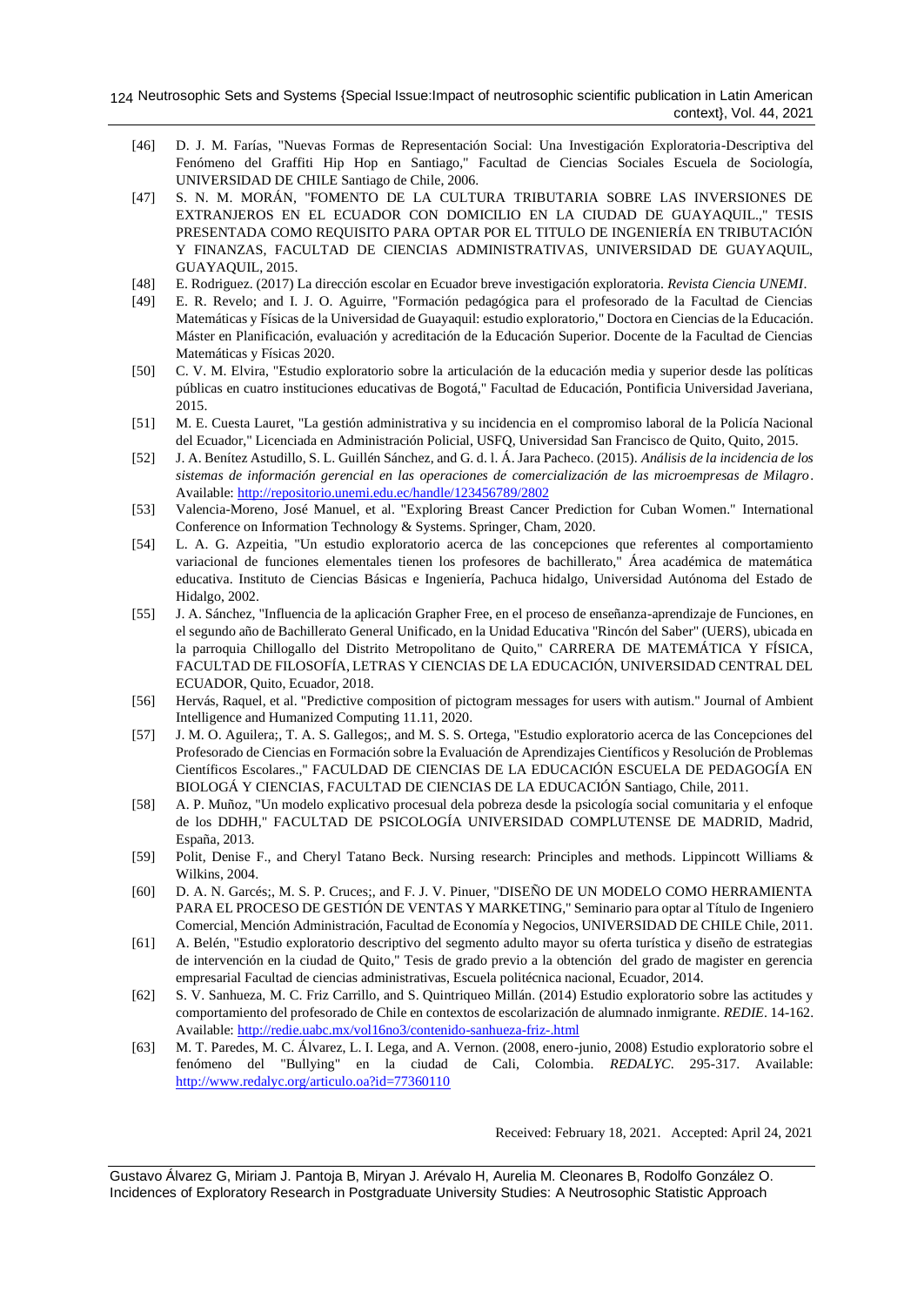[46] D. J. M. Farías, "Nuevas Formas de Representación Social: Una Investigación Exploratoria-Descriptiva del Fenómeno del Graffiti Hip Hop en Santiago," Facultad de Ciencias Sociales Escuela de Sociología, UNIVERSIDAD DE CHILE Santiago de Chile, 2006.

[47] S. N. M. MORÁN, "FOMENTO DE LA CULTURA TRIBUTARIA SOBRE LAS INVERSIONES DE EXTRANJEROS EN EL ECUADOR CON DOMICILIO EN LA CIUDAD DE GUAYAQUIL.," TESIS PRESENTADA COMO REQUISITO PARA OPTAR POR EL TITULO DE INGENIERÍA EN TRIBUTACIÓN Y FINANZAS, FACULTAD DE CIENCIAS ADMINISTRATIVAS, UNIVERSIDAD DE GUAYAQUIL, GUAYAQUIL, 2015.

[48] E. Rodriguez. (2017) La dirección escolar en Ecuador breve investigación exploratoria. *Revista Ciencia UNEMI*.

[49] E. R. Revelo; and I. J. O. Aguirre, "Formación pedagógica para el profesorado de la Facultad de Ciencias Matemáticas y Físicas de la Universidad de Guayaquil: estudio exploratorio," Doctora en Ciencias de la Educación. Máster en Planificación, evaluación y acreditación de la Educación Superior. Docente de la Facultad de Ciencias Matemáticas y Físicas 2020.

[50] C. V. M. Elvira, "Estudio exploratorio sobre la articulación de la educación media y superior desde las políticas públicas en cuatro instituciones educativas de Bogotá," Facultad de Educación, Pontificia Universidad Javeriana, 2015.

[51] M. E. Cuesta Lauret, "La gestión administrativa y su incidencia en el compromiso laboral de la Policía Nacional del Ecuador," Licenciada en Administración Policial, USFQ, Universidad San Francisco de Quito, Quito, 2015.

[52] J. A. Benítez Astudillo, S. L. Guillén Sánchez, and G. d. l. Á. Jara Pacheco. (2015). *Análisis de la incidencia de los sistemas de información gerencial en las operaciones de comercialización de las microempresas de Milagro*. Available: http://repositorio.unemi.edu.ec/handle/123456789/2802

[53] Valencia-Moreno, José Manuel, et al. "Exploring Breast Cancer Prediction for Cuban Women." International Conference on Information Technology & Systems. Springer, Cham, 2020.

[54] L. A. G. Azpeitia, "Un estudio exploratorio acerca de las concepciones que referentes al comportamiento variacional de funciones elementales tienen los profesores de bachillerato," Área académica de matemática educativa. Instituto de Ciencias Básicas e Ingeniería, Pachuca hidalgo, Universidad Autónoma del Estado de Hidalgo, 2002.

[55] J. A. Sánchez, "Influencia de la aplicación Grapher Free, en el proceso de enseñanza-aprendizaje de Funciones, en el segundo año de Bachillerato General Unificado, en la Unidad Educativa "Rincón del Saber" (UERS), ubicada en la parroquia Chillogallo del Distrito Metropolitano de Quito," CARRERA DE MATEMÁTICA Y FÍSICA, FACULTAD DE FILOSOFÍA, LETRAS Y CIENCIAS DE LA EDUCACIÓN, UNIVERSIDAD CENTRAL DEL ECUADOR, Quito, Ecuador, 2018.

[56] Hervás, Raquel, et al. "Predictive composition of pictogram messages for users with autism." Journal of Ambient Intelligence and Humanized Computing 11.11, 2020.

[57] J. M. O. Aguilera;, T. A. S. Gallegos;, and M. S. S. Ortega, "Estudio exploratorio acerca de las Concepciones del Profesorado de Ciencias en Formación sobre la Evaluación de Aprendizajes Científicos y Resolución de Problemas Científicos Escolares.," FACULDAD DE CIENCIAS DE LA EDUCACIÓN ESCUELA DE PEDAGOGÍA EN BIOLOGÁ Y CIENCIAS, FACULTAD DE CIENCIAS DE LA EDUCACIÓN Santiago, Chile, 2011.

[58] A. P. Muñoz, "Un modelo explicativo procesual dela pobreza desde la psicología social comunitaria y el enfoque de los DDHH," FACULTAD DE PSICOLOGÍA UNIVERSIDAD COMPLUTENSE DE MADRID, Madrid, España, 2013.

[59] Polit, Denise F., and Cheryl Tatano Beck. Nursing research: Principles and methods. Lippincott Williams & Wilkins, 2004.

[60] D. A. N. Garcés;, M. S. P. Cruces;, and F. J. V. Pinuer, "DISEÑO DE UN MODELO COMO HERRAMIENTA PARA EL PROCESO DE GESTIÓN DE VENTAS Y MARKETING," Seminario para optar al Título de Ingeniero Comercial, Mención Administración, Facultad de Economía y Negocios, UNIVERSIDAD DE CHILE Chile, 2011.

[61] A. Belén, "Estudio exploratorio descriptivo del segmento adulto mayor su oferta turística y diseño de estrategias de intervención en la ciudad de Quito," Tesis de grado previo a la obtención del grado de magister en gerencia empresarial Facultad de ciencias administrativas, Escuela politécnica nacional, Ecuador, 2014.

[62] S. V. Sanhueza, M. C. Friz Carrillo, and S. Quintriqueo Millán. (2014) Estudio exploratorio sobre las actitudes y comportamiento del profesorado de Chile en contextos de escolarización de alumnado inmigrante. *REDIE*. 14-162. Available: http://redie.uabc.mx/vol16no3/contenido-sanhueza-friz-.html

[63] M. T. Paredes, M. C. Álvarez, L. I. Lega, and A. Vernon. (2008, enero-junio, 2008) Estudio exploratorio sobre el fenómeno del "Bullying" en la ciudad de Cali, Colombia. *REDALYC*. 295-317. Available: http://www.redalyc.org/articulo.oa?id=77360110

Received: February 18, 2021. Accepted: April 24, 2021